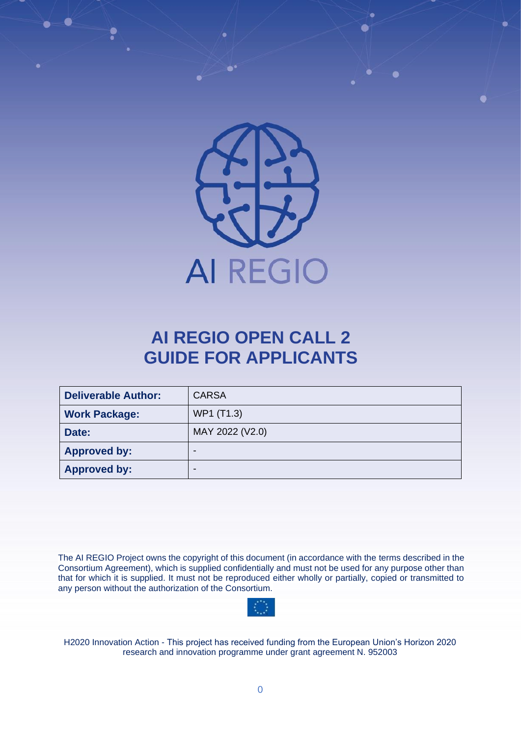AI REGIO

# AI REGIO OPEN CALL 2
# GUIDE FOR APPLICANTS

| **Deliverable Author:** | CARSA |
|---|---|
| **Work Package:** | WP1 (T1.3) |
| **Date:** | MAY 2022 (V2.0) |
| **Approved by:** | - |
| **Approved by:** | - |

The AI REGIO Project owns the copyright of this document (in accordance with the terms described in the Consortium Agreement), which is supplied confidentially and must not be used for any purpose other than that for which it is supplied. It must not be reproduced either wholly or partially, copied or transmitted to any person without the authorization of the Consortium.

H2020 Innovation Action - This project has received funding from the European Union's Horizon 2020 research and innovation programme under grant agreement N. 952003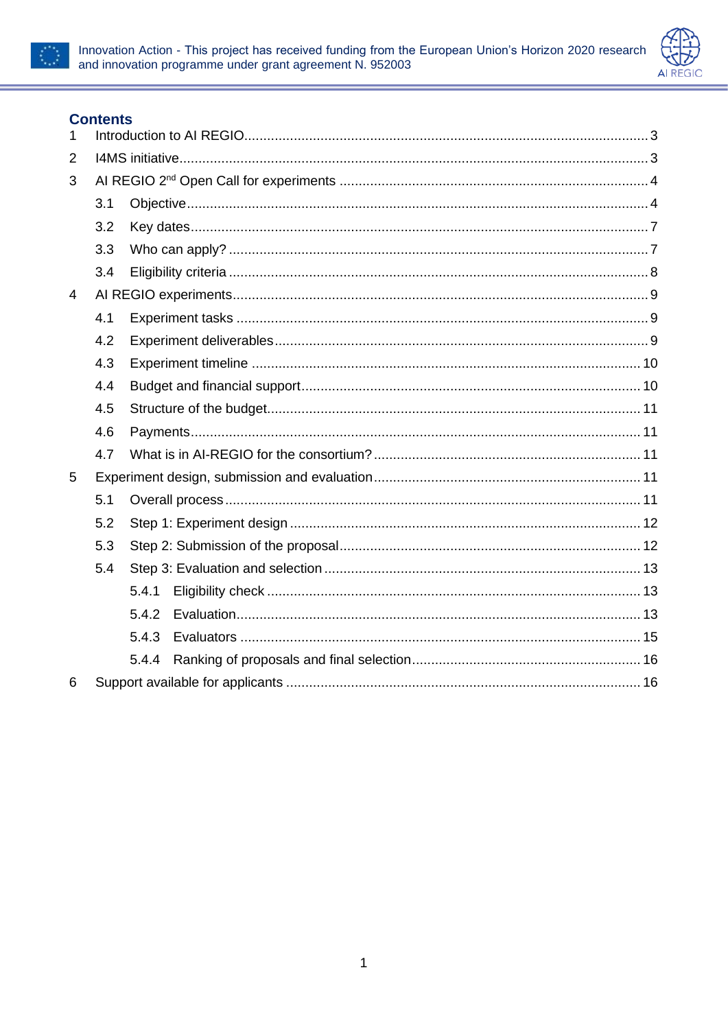## Contents

1 Introduction to AI REGIO ... 3

2 I4MS initiative ... 3

3 AI REGIO 2nd Open Call for experiments ... 4

- 3.1 Objective ... 4
- 3.2 Key dates ... 7
- 3.3 Who can apply? ... 7
- 3.4 Eligibility criteria ... 8

4 AI REGIO experiments ... 9

- 4.1 Experiment tasks ... 9
- 4.2 Experiment deliverables ... 9
- 4.3 Experiment timeline ... 10
- 4.4 Budget and financial support ... 10
- 4.5 Structure of the budget ... 11
- 4.6 Payments ... 11
- 4.7 What is in AI-REGIO for the consortium? ... 11

5 Experiment design, submission and evaluation ... 11

- 5.1 Overall process ... 11
- 5.2 Step 1: Experiment design ... 12
- 5.3 Step 2: Submission of the proposal ... 12
- 5.4 Step 3: Evaluation and selection ... 13
  - 5.4.1 Eligibility check ... 13
  - 5.4.2 Evaluation ... 13
  - 5.4.3 Evaluators ... 15
  - 5.4.4 Ranking of proposals and final selection ... 16

6 Support available for applicants ... 16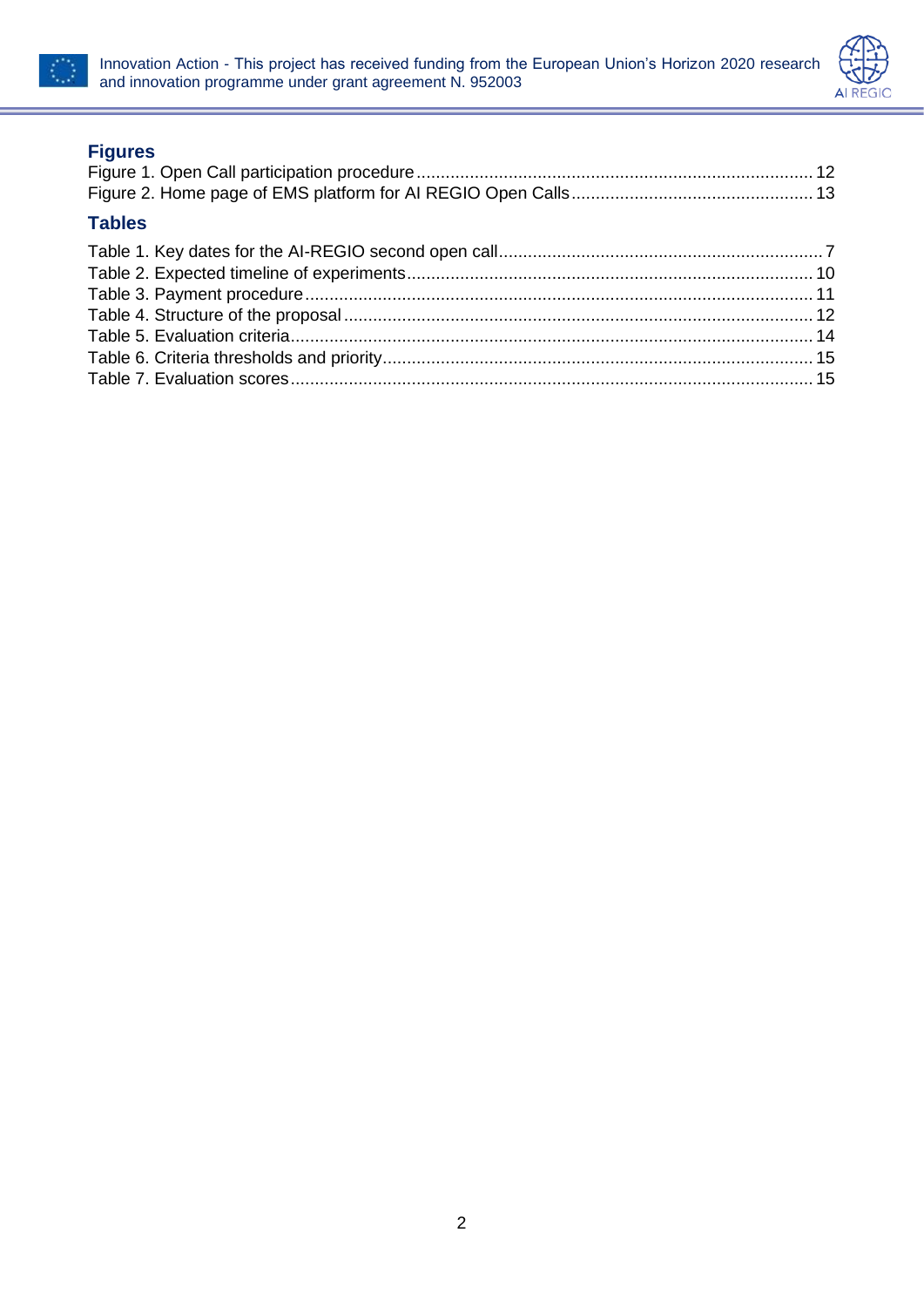## Figures

Figure 1. Open Call participation procedure .......... 12
Figure 2. Home page of EMS platform for AI REGIO Open Calls .......... 13

## Tables

Table 1. Key dates for the AI-REGIO second open call .......... 7
Table 2. Expected timeline of experiments .......... 10
Table 3. Payment procedure .......... 11
Table 4. Structure of the proposal .......... 12
Table 5. Evaluation criteria .......... 14
Table 6. Criteria thresholds and priority .......... 15
Table 7. Evaluation scores .......... 15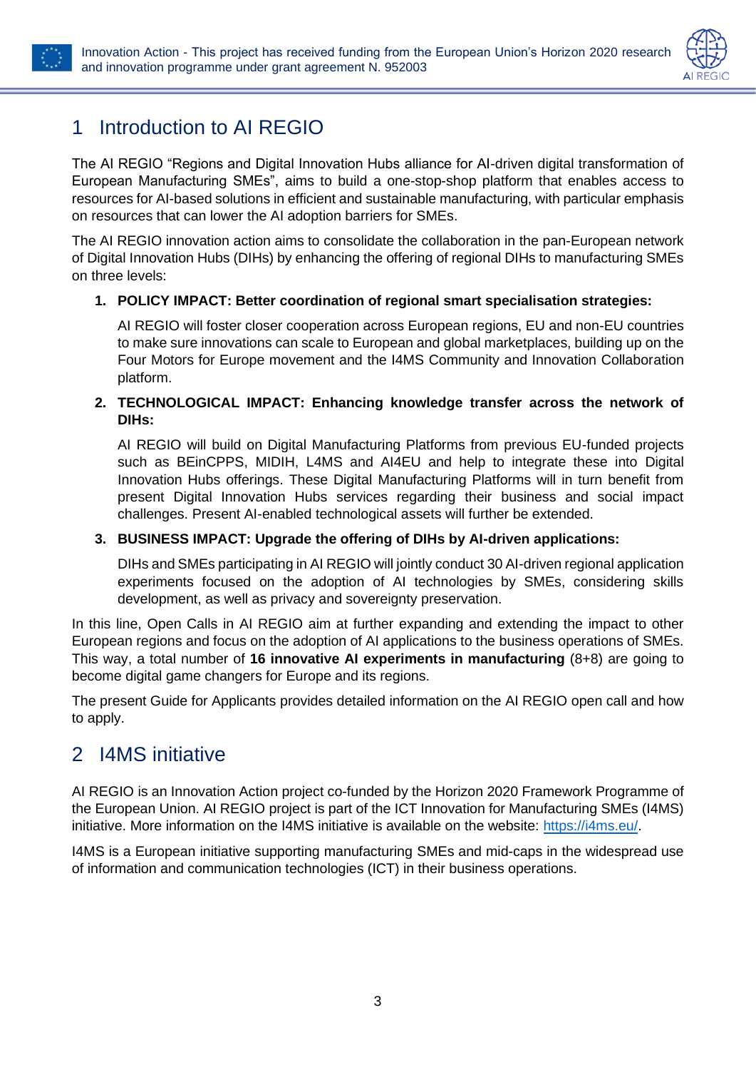# 1 Introduction to AI REGIO

The AI REGIO "Regions and Digital Innovation Hubs alliance for AI-driven digital transformation of European Manufacturing SMEs", aims to build a one-stop-shop platform that enables access to resources for AI-based solutions in efficient and sustainable manufacturing, with particular emphasis on resources that can lower the AI adoption barriers for SMEs.

The AI REGIO innovation action aims to consolidate the collaboration in the pan-European network of Digital Innovation Hubs (DIHs) by enhancing the offering of regional DIHs to manufacturing SMEs on three levels:

1. **POLICY IMPACT: Better coordination of regional smart specialisation strategies:**

   AI REGIO will foster closer cooperation across European regions, EU and non-EU countries to make sure innovations can scale to European and global marketplaces, building up on the Four Motors for Europe movement and the I4MS Community and Innovation Collaboration platform.

2. **TECHNOLOGICAL IMPACT: Enhancing knowledge transfer across the network of DIHs:**

   AI REGIO will build on Digital Manufacturing Platforms from previous EU-funded projects such as BEinCPPS, MIDIH, L4MS and AI4EU and help to integrate these into Digital Innovation Hubs offerings. These Digital Manufacturing Platforms will in turn benefit from present Digital Innovation Hubs services regarding their business and social impact challenges. Present AI-enabled technological assets will further be extended.

3. **BUSINESS IMPACT: Upgrade the offering of DIHs by AI-driven applications:**

   DIHs and SMEs participating in AI REGIO will jointly conduct 30 AI-driven regional application experiments focused on the adoption of AI technologies by SMEs, considering skills development, as well as privacy and sovereignty preservation.

In this line, Open Calls in AI REGIO aim at further expanding and extending the impact to other European regions and focus on the adoption of AI applications to the business operations of SMEs. This way, a total number of **16 innovative AI experiments in manufacturing** (8+8) are going to become digital game changers for Europe and its regions.

The present Guide for Applicants provides detailed information on the AI REGIO open call and how to apply.

# 2 I4MS initiative

AI REGIO is an Innovation Action project co-funded by the Horizon 2020 Framework Programme of the European Union. AI REGIO project is part of the ICT Innovation for Manufacturing SMEs (I4MS) initiative. More information on the I4MS initiative is available on the website: https://i4ms.eu/.

I4MS is a European initiative supporting manufacturing SMEs and mid-caps in the widespread use of information and communication technologies (ICT) in their business operations.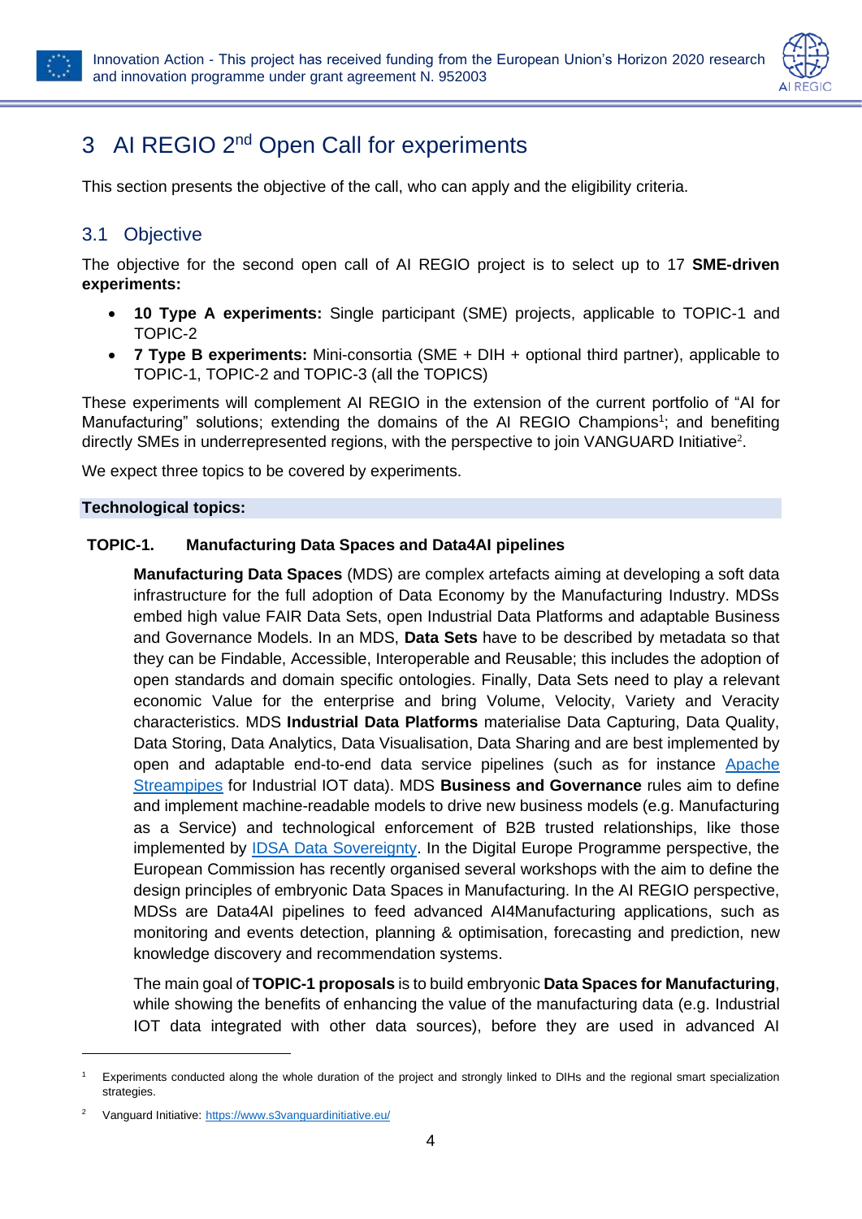# 3 AI REGIO 2nd Open Call for experiments

This section presents the objective of the call, who can apply and the eligibility criteria.

## 3.1 Objective

The objective for the second open call of AI REGIO project is to select up to 17 **SME-driven experiments:**

- **10 Type A experiments:** Single participant (SME) projects, applicable to TOPIC-1 and TOPIC-2
- **7 Type B experiments:** Mini-consortia (SME + DIH + optional third partner), applicable to TOPIC-1, TOPIC-2 and TOPIC-3 (all the TOPICS)

These experiments will complement AI REGIO in the extension of the current portfolio of "AI for Manufacturing" solutions; extending the domains of the AI REGIO Champions[1]; and benefiting directly SMEs in underrepresented regions, with the perspective to join VANGUARD Initiative[2].

We expect three topics to be covered by experiments.

**Technological topics:**

**TOPIC-1. Manufacturing Data Spaces and Data4AI pipelines**

**Manufacturing Data Spaces** (MDS) are complex artefacts aiming at developing a soft data infrastructure for the full adoption of Data Economy by the Manufacturing Industry. MDSs embed high value FAIR Data Sets, open Industrial Data Platforms and adaptable Business and Governance Models. In an MDS, **Data Sets** have to be described by metadata so that they can be Findable, Accessible, Interoperable and Reusable; this includes the adoption of open standards and domain specific ontologies. Finally, Data Sets need to play a relevant economic Value for the enterprise and bring Volume, Velocity, Variety and Veracity characteristics. MDS **Industrial Data Platforms** materialise Data Capturing, Data Quality, Data Storing, Data Analytics, Data Visualisation, Data Sharing and are best implemented by open and adaptable end-to-end data service pipelines (such as for instance Apache Streampipes for Industrial IOT data). MDS **Business and Governance** rules aim to define and implement machine-readable models to drive new business models (e.g. Manufacturing as a Service) and technological enforcement of B2B trusted relationships, like those implemented by IDSA Data Sovereignty. In the Digital Europe Programme perspective, the European Commission has recently organised several workshops with the aim to define the design principles of embryonic Data Spaces in Manufacturing. In the AI REGIO perspective, MDSs are Data4AI pipelines to feed advanced AI4Manufacturing applications, such as monitoring and events detection, planning & optimisation, forecasting and prediction, new knowledge discovery and recommendation systems.

The main goal of **TOPIC-1 proposals** is to build embryonic **Data Spaces for Manufacturing**, while showing the benefits of enhancing the value of the manufacturing data (e.g. Industrial IOT data integrated with other data sources), before they are used in advanced AI

---

[1] Experiments conducted along the whole duration of the project and strongly linked to DIHs and the regional smart specialization strategies.

[2] Vanguard Initiative: https://www.s3vanguardinitiative.eu/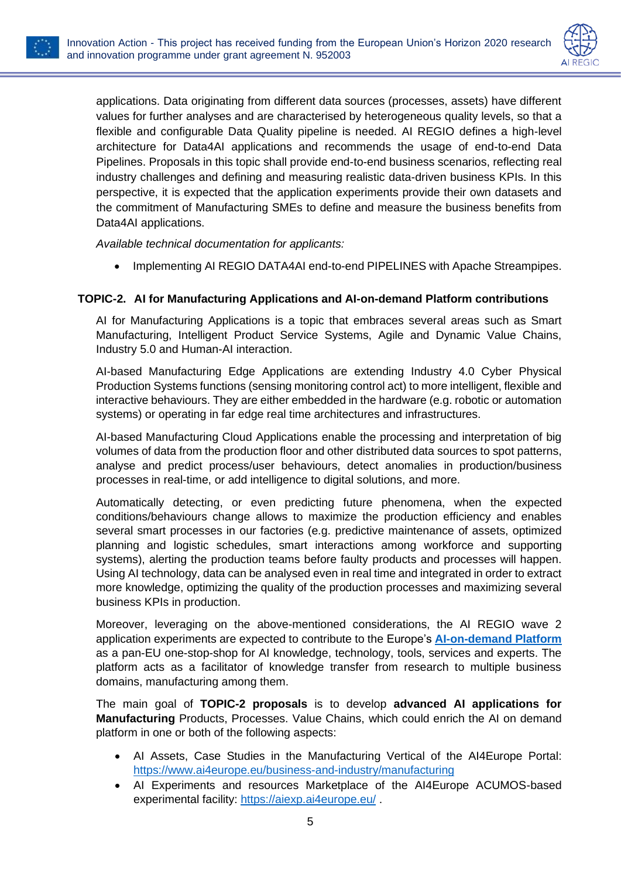applications. Data originating from different data sources (processes, assets) have different values for further analyses and are characterised by heterogeneous quality levels, so that a flexible and configurable Data Quality pipeline is needed. AI REGIO defines a high-level architecture for Data4AI applications and recommends the usage of end-to-end Data Pipelines. Proposals in this topic shall provide end-to-end business scenarios, reflecting real industry challenges and defining and measuring realistic data-driven business KPIs. In this perspective, it is expected that the application experiments provide their own datasets and the commitment of Manufacturing SMEs to define and measure the business benefits from Data4AI applications.

*Available technical documentation for applicants:*

- Implementing AI REGIO DATA4AI end-to-end PIPELINES with Apache Streampipes.

### TOPIC-2. AI for Manufacturing Applications and AI-on-demand Platform contributions

AI for Manufacturing Applications is a topic that embraces several areas such as Smart Manufacturing, Intelligent Product Service Systems, Agile and Dynamic Value Chains, Industry 5.0 and Human-AI interaction.

AI-based Manufacturing Edge Applications are extending Industry 4.0 Cyber Physical Production Systems functions (sensing monitoring control act) to more intelligent, flexible and interactive behaviours. They are either embedded in the hardware (e.g. robotic or automation systems) or operating in far edge real time architectures and infrastructures.

AI-based Manufacturing Cloud Applications enable the processing and interpretation of big volumes of data from the production floor and other distributed data sources to spot patterns, analyse and predict process/user behaviours, detect anomalies in production/business processes in real-time, or add intelligence to digital solutions, and more.

Automatically detecting, or even predicting future phenomena, when the expected conditions/behaviours change allows to maximize the production efficiency and enables several smart processes in our factories (e.g. predictive maintenance of assets, optimized planning and logistic schedules, smart interactions among workforce and supporting systems), alerting the production teams before faulty products and processes will happen. Using AI technology, data can be analysed even in real time and integrated in order to extract more knowledge, optimizing the quality of the production processes and maximizing several business KPIs in production.

Moreover, leveraging on the above-mentioned considerations, the AI REGIO wave 2 application experiments are expected to contribute to the Europe's **AI-on-demand Platform** as a pan-EU one-stop-shop for AI knowledge, technology, tools, services and experts. The platform acts as a facilitator of knowledge transfer from research to multiple business domains, manufacturing among them.

The main goal of **TOPIC-2 proposals** is to develop **advanced AI applications for Manufacturing** Products, Processes. Value Chains, which could enrich the AI on demand platform in one or both of the following aspects:

- AI Assets, Case Studies in the Manufacturing Vertical of the AI4Europe Portal: https://www.ai4europe.eu/business-and-industry/manufacturing
- AI Experiments and resources Marketplace of the AI4Europe ACUMOS-based experimental facility: https://aiexp.ai4europe.eu/ .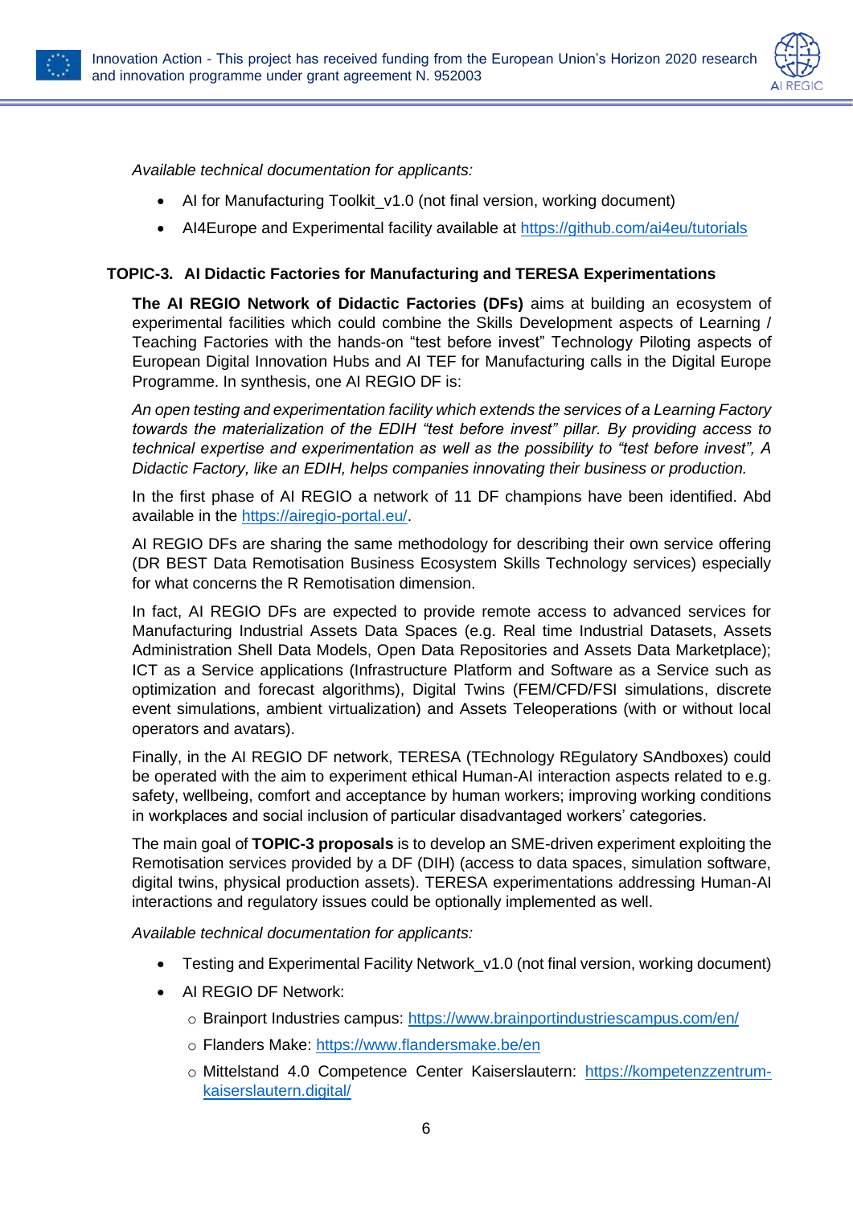*Available technical documentation for applicants:*

- AI for Manufacturing Toolkit_v1.0 (not final version, working document)
- AI4Europe and Experimental facility available at https://github.com/ai4eu/tutorials

### TOPIC-3. AI Didactic Factories for Manufacturing and TERESA Experimentations

**The AI REGIO Network of Didactic Factories (DFs)** aims at building an ecosystem of experimental facilities which could combine the Skills Development aspects of Learning / Teaching Factories with the hands-on "test before invest" Technology Piloting aspects of European Digital Innovation Hubs and AI TEF for Manufacturing calls in the Digital Europe Programme. In synthesis, one AI REGIO DF is:

*An open testing and experimentation facility which extends the services of a Learning Factory towards the materialization of the EDIH "test before invest" pillar. By providing access to technical expertise and experimentation as well as the possibility to "test before invest", A Didactic Factory, like an EDIH, helps companies innovating their business or production.*

In the first phase of AI REGIO a network of 11 DF champions have been identified. Abd available in the https://airegio-portal.eu/.

AI REGIO DFs are sharing the same methodology for describing their own service offering (DR BEST Data Remotisation Business Ecosystem Skills Technology services) especially for what concerns the R Remotisation dimension.

In fact, AI REGIO DFs are expected to provide remote access to advanced services for Manufacturing Industrial Assets Data Spaces (e.g. Real time Industrial Datasets, Assets Administration Shell Data Models, Open Data Repositories and Assets Data Marketplace); ICT as a Service applications (Infrastructure Platform and Software as a Service such as optimization and forecast algorithms), Digital Twins (FEM/CFD/FSI simulations, discrete event simulations, ambient virtualization) and Assets Teleoperations (with or without local operators and avatars).

Finally, in the AI REGIO DF network, TERESA (TEchnology REgulatory SAndboxes) could be operated with the aim to experiment ethical Human-AI interaction aspects related to e.g. safety, wellbeing, comfort and acceptance by human workers; improving working conditions in workplaces and social inclusion of particular disadvantaged workers' categories.

The main goal of **TOPIC-3 proposals** is to develop an SME-driven experiment exploiting the Remotisation services provided by a DF (DIH) (access to data spaces, simulation software, digital twins, physical production assets). TERESA experimentations addressing Human-AI interactions and regulatory issues could be optionally implemented as well.

*Available technical documentation for applicants:*

- Testing and Experimental Facility Network_v1.0 (not final version, working document)
- AI REGIO DF Network:
  - Brainport Industries campus: https://www.brainportindustriescampus.com/en/
  - Flanders Make: https://www.flandersmake.be/en
  - Mittelstand 4.0 Competence Center Kaiserslautern: https://kompetenzzentrum-kaiserslautern.digital/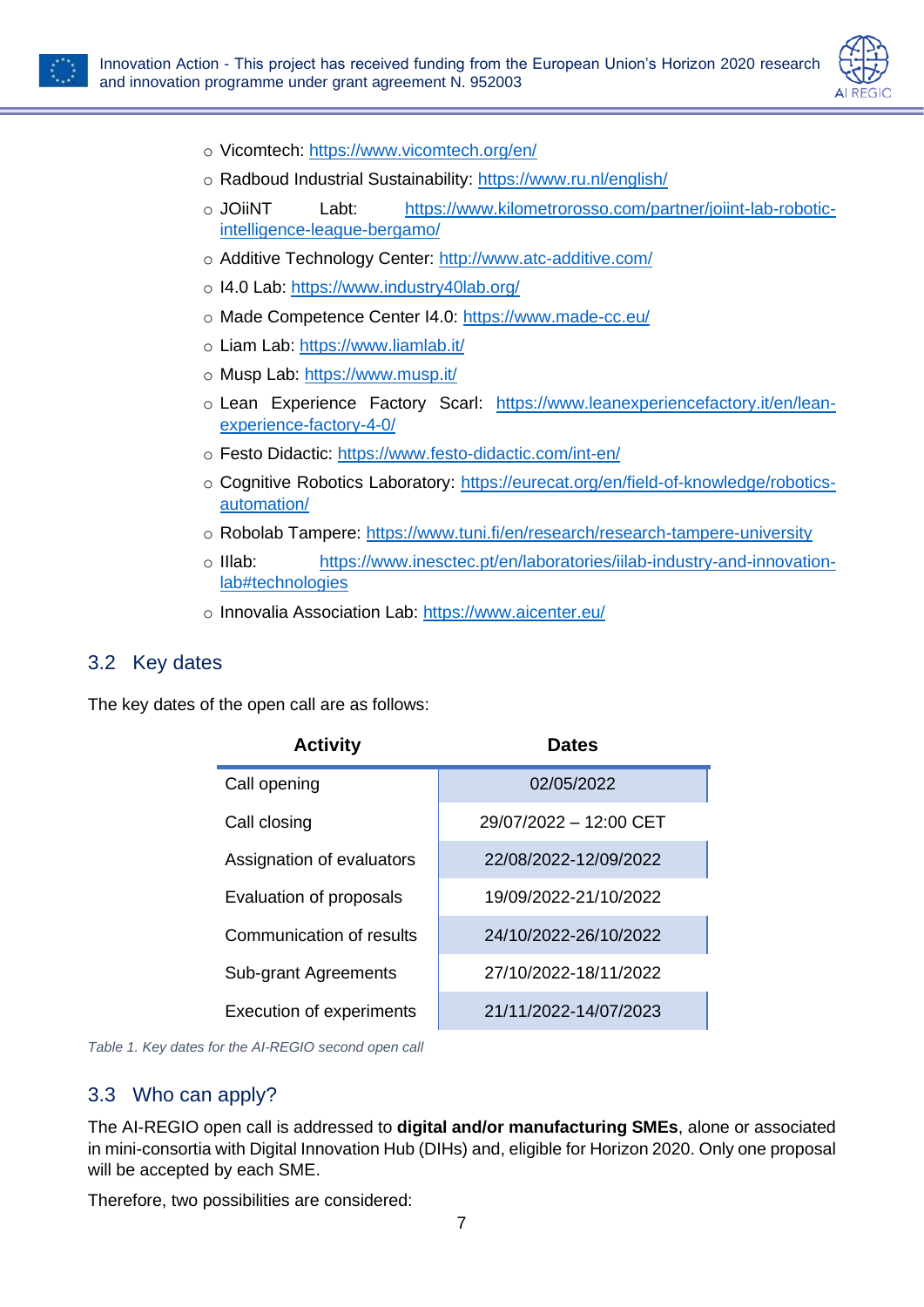- Vicomtech: https://www.vicomtech.org/en/
- Radboud Industrial Sustainability: https://www.ru.nl/english/
- JOiiNT Labt: https://www.kilometrorosso.com/partner/joiint-lab-robotic-intelligence-league-bergamo/
- Additive Technology Center: http://www.atc-additive.com/
- I4.0 Lab: https://www.industry40lab.org/
- Made Competence Center I4.0: https://www.made-cc.eu/
- Liam Lab: https://www.liamlab.it/
- Musp Lab: https://www.musp.it/
- Lean Experience Factory Scarl: https://www.leanexperiencefactory.it/en/lean-experience-factory-4-0/
- Festo Didactic: https://www.festo-didactic.com/int-en/
- Cognitive Robotics Laboratory: https://eurecat.org/en/field-of-knowledge/robotics-automation/
- Robolab Tampere: https://www.tuni.fi/en/research/research-tampere-university
- Illab: https://www.inesctec.pt/en/laboratories/iilab-industry-and-innovation-lab#technologies
- Innovalia Association Lab: https://www.aicenter.eu/

## 3.2 Key dates

The key dates of the open call are as follows:

| Activity | Dates |
|---|---|
| Call opening | 02/05/2022 |
| Call closing | 29/07/2022 – 12:00 CET |
| Assignation of evaluators | 22/08/2022-12/09/2022 |
| Evaluation of proposals | 19/09/2022-21/10/2022 |
| Communication of results | 24/10/2022-26/10/2022 |
| Sub-grant Agreements | 27/10/2022-18/11/2022 |
| Execution of experiments | 21/11/2022-14/07/2023 |

*Table 1. Key dates for the AI-REGIO second open call*

## 3.3 Who can apply?

The AI-REGIO open call is addressed to **digital and/or manufacturing SMEs**, alone or associated in mini-consortia with Digital Innovation Hub (DIHs) and, eligible for Horizon 2020. Only one proposal will be accepted by each SME.

Therefore, two possibilities are considered: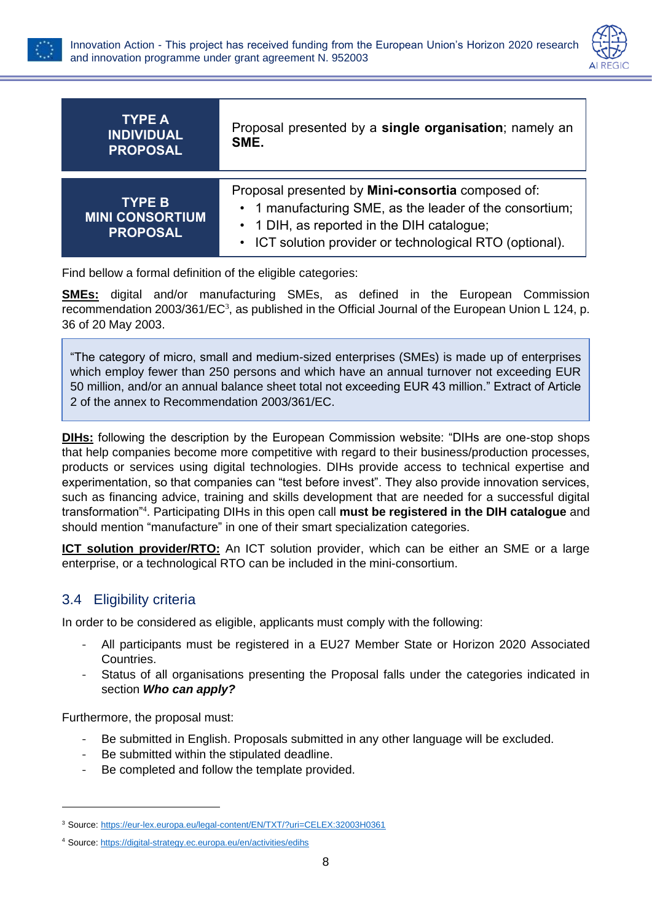| TYPE A INDIVIDUAL PROPOSAL | Proposal presented by a **single organisation**; namely an **SME.** |
|---|---|
| **TYPE B MINI CONSORTIUM PROPOSAL** | Proposal presented by **Mini-consortia** composed of:<br>• 1 manufacturing SME, as the leader of the consortium;<br>• 1 DIH, as reported in the DIH catalogue;<br>• ICT solution provider or technological RTO (optional). |

Find bellow a formal definition of the eligible categories:

**SMEs:** digital and/or manufacturing SMEs, as defined in the European Commission recommendation 2003/361/EC[3], as published in the Official Journal of the European Union L 124, p. 36 of 20 May 2003.

> "The category of micro, small and medium-sized enterprises (SMEs) is made up of enterprises which employ fewer than 250 persons and which have an annual turnover not exceeding EUR 50 million, and/or an annual balance sheet total not exceeding EUR 43 million." Extract of Article 2 of the annex to Recommendation 2003/361/EC.

**DIHs:** following the description by the European Commission website: "DIHs are one-stop shops that help companies become more competitive with regard to their business/production processes, products or services using digital technologies. DIHs provide access to technical expertise and experimentation, so that companies can "test before invest". They also provide innovation services, such as financing advice, training and skills development that are needed for a successful digital transformation"[4]. Participating DIHs in this open call **must be registered in the DIH catalogue** and should mention "manufacture" in one of their smart specialization categories.

**ICT solution provider/RTO:** An ICT solution provider, which can be either an SME or a large enterprise, or a technological RTO can be included in the mini-consortium.

## 3.4 Eligibility criteria

In order to be considered as eligible, applicants must comply with the following:

- All participants must be registered in a EU27 Member State or Horizon 2020 Associated Countries.
- Status of all organisations presenting the Proposal falls under the categories indicated in section ***Who can apply?***

Furthermore, the proposal must:

- Be submitted in English. Proposals submitted in any other language will be excluded.
- Be submitted within the stipulated deadline.
- Be completed and follow the template provided.

---

[3] Source: https://eur-lex.europa.eu/legal-content/EN/TXT/?uri=CELEX:32003H0361

[4] Source: https://digital-strategy.ec.europa.eu/en/activities/edihs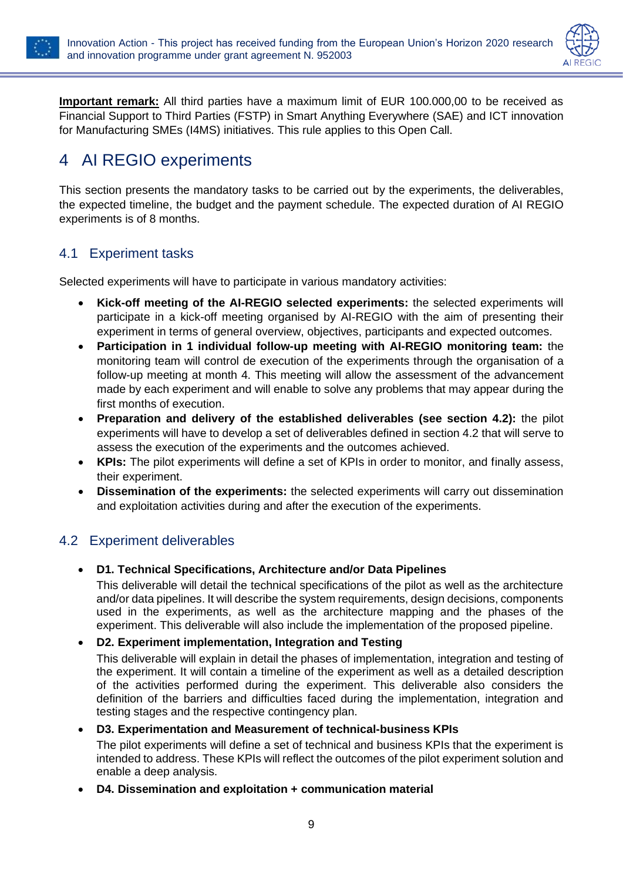**Important remark:** All third parties have a maximum limit of EUR 100.000,00 to be received as Financial Support to Third Parties (FSTP) in Smart Anything Everywhere (SAE) and ICT innovation for Manufacturing SMEs (I4MS) initiatives. This rule applies to this Open Call.

# 4 AI REGIO experiments

This section presents the mandatory tasks to be carried out by the experiments, the deliverables, the expected timeline, the budget and the payment schedule. The expected duration of AI REGIO experiments is of 8 months.

## 4.1 Experiment tasks

Selected experiments will have to participate in various mandatory activities:

- **Kick-off meeting of the AI-REGIO selected experiments:** the selected experiments will participate in a kick-off meeting organised by AI-REGIO with the aim of presenting their experiment in terms of general overview, objectives, participants and expected outcomes.
- **Participation in 1 individual follow-up meeting with AI-REGIO monitoring team:** the monitoring team will control de execution of the experiments through the organisation of a follow-up meeting at month 4. This meeting will allow the assessment of the advancement made by each experiment and will enable to solve any problems that may appear during the first months of execution.
- **Preparation and delivery of the established deliverables (see section 4.2):** the pilot experiments will have to develop a set of deliverables defined in section 4.2 that will serve to assess the execution of the experiments and the outcomes achieved.
- **KPIs:** The pilot experiments will define a set of KPIs in order to monitor, and finally assess, their experiment.
- **Dissemination of the experiments:** the selected experiments will carry out dissemination and exploitation activities during and after the execution of the experiments.

## 4.2 Experiment deliverables

- **D1. Technical Specifications, Architecture and/or Data Pipelines**
  This deliverable will detail the technical specifications of the pilot as well as the architecture and/or data pipelines. It will describe the system requirements, design decisions, components used in the experiments, as well as the architecture mapping and the phases of the experiment. This deliverable will also include the implementation of the proposed pipeline.
- **D2. Experiment implementation, Integration and Testing**
  This deliverable will explain in detail the phases of implementation, integration and testing of the experiment. It will contain a timeline of the experiment as well as a detailed description of the activities performed during the experiment. This deliverable also considers the definition of the barriers and difficulties faced during the implementation, integration and testing stages and the respective contingency plan.
- **D3. Experimentation and Measurement of technical-business KPIs**
  The pilot experiments will define a set of technical and business KPIs that the experiment is intended to address. These KPIs will reflect the outcomes of the pilot experiment solution and enable a deep analysis.
- **D4. Dissemination and exploitation + communication material**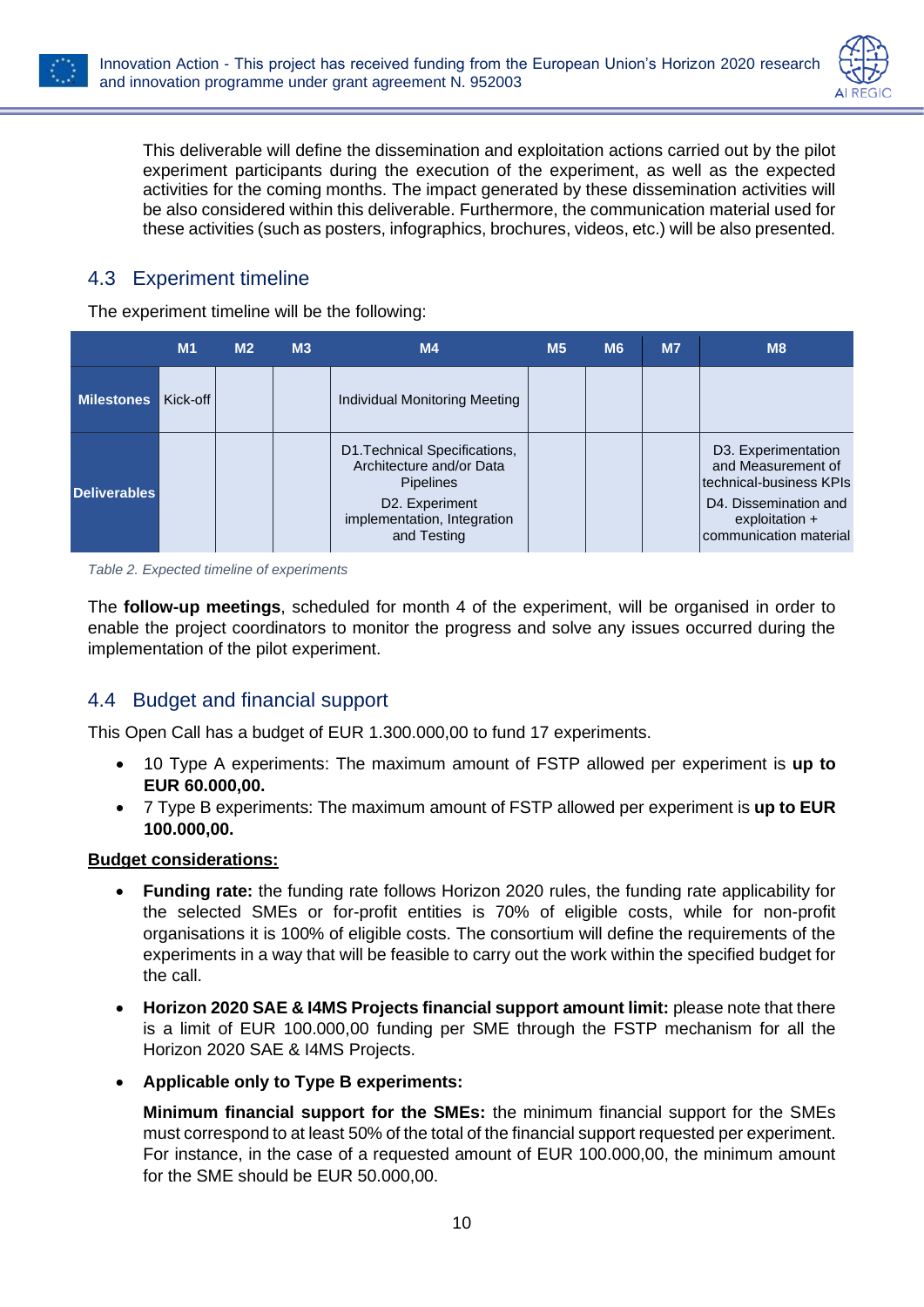This deliverable will define the dissemination and exploitation actions carried out by the pilot experiment participants during the execution of the experiment, as well as the expected activities for the coming months. The impact generated by these dissemination activities will be also considered within this deliverable. Furthermore, the communication material used for these activities (such as posters, infographics, brochures, videos, etc.) will be also presented.

## 4.3 Experiment timeline

The experiment timeline will be the following:

| | M1 | M2 | M3 | M4 | M5 | M6 | M7 | M8 |
|---|---|---|---|---|---|---|---|---|
| **Milestones** | Kick-off | | | Individual Monitoring Meeting | | | | |
| **Deliverables** | | | | D1.Technical Specifications, Architecture and/or Data Pipelines<br>D2. Experiment implementation, Integration and Testing | | | | D3. Experimentation and Measurement of technical-business KPIs<br>D4. Dissemination and exploitation + communication material |

*Table 2. Expected timeline of experiments*

The **follow-up meetings**, scheduled for month 4 of the experiment, will be organised in order to enable the project coordinators to monitor the progress and solve any issues occurred during the implementation of the pilot experiment.

## 4.4 Budget and financial support

This Open Call has a budget of EUR 1.300.000,00 to fund 17 experiments.

- 10 Type A experiments: The maximum amount of FSTP allowed per experiment is **up to EUR 60.000,00.**
- 7 Type B experiments: The maximum amount of FSTP allowed per experiment is **up to EUR 100.000,00.**

**Budget considerations:**

- **Funding rate:** the funding rate follows Horizon 2020 rules, the funding rate applicability for the selected SMEs or for-profit entities is 70% of eligible costs, while for non-profit organisations it is 100% of eligible costs. The consortium will define the requirements of the experiments in a way that will be feasible to carry out the work within the specified budget for the call.

- **Horizon 2020 SAE & I4MS Projects financial support amount limit:** please note that there is a limit of EUR 100.000,00 funding per SME through the FSTP mechanism for all the Horizon 2020 SAE & I4MS Projects.

- **Applicable only to Type B experiments:**

  **Minimum financial support for the SMEs:** the minimum financial support for the SMEs must correspond to at least 50% of the total of the financial support requested per experiment. For instance, in the case of a requested amount of EUR 100.000,00, the minimum amount for the SME should be EUR 50.000,00.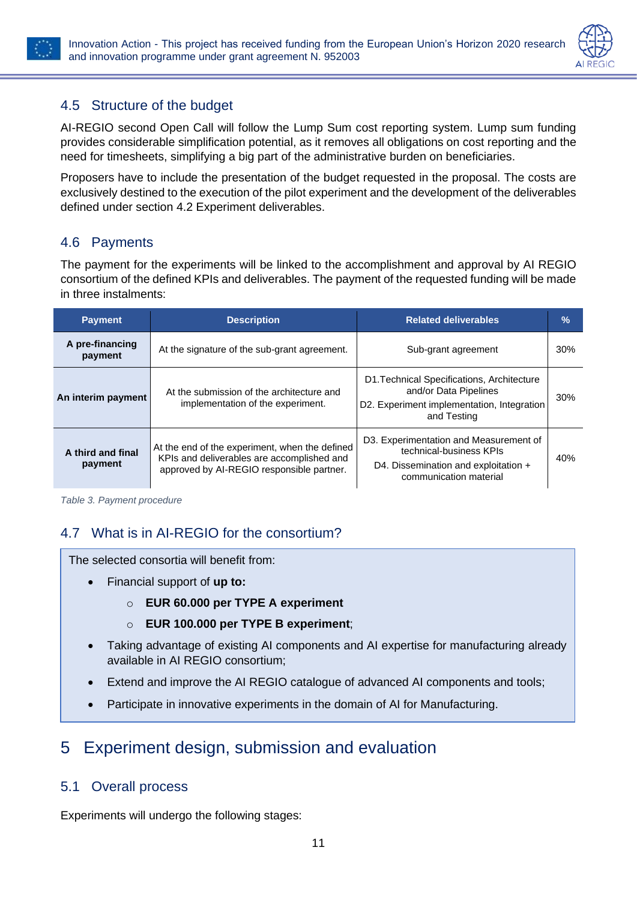## 4.5 Structure of the budget

AI-REGIO second Open Call will follow the Lump Sum cost reporting system. Lump sum funding provides considerable simplification potential, as it removes all obligations on cost reporting and the need for timesheets, simplifying a big part of the administrative burden on beneficiaries.

Proposers have to include the presentation of the budget requested in the proposal. The costs are exclusively destined to the execution of the pilot experiment and the development of the deliverables defined under section 4.2 Experiment deliverables.

## 4.6 Payments

The payment for the experiments will be linked to the accomplishment and approval by AI REGIO consortium of the defined KPIs and deliverables. The payment of the requested funding will be made in three instalments:

| Payment | Description | Related deliverables | % |
|---|---|---|---|
| **A pre-financing payment** | At the signature of the sub-grant agreement. | Sub-grant agreement | 30% |
| **An interim payment** | At the submission of the architecture and implementation of the experiment. | D1.Technical Specifications, Architecture and/or Data Pipelines<br>D2. Experiment implementation, Integration and Testing | 30% |
| **A third and final payment** | At the end of the experiment, when the defined KPIs and deliverables are accomplished and approved by AI-REGIO responsible partner. | D3. Experimentation and Measurement of technical-business KPIs<br>D4. Dissemination and exploitation + communication material | 40% |

*Table 3. Payment procedure*

## 4.7 What is in AI-REGIO for the consortium?

The selected consortia will benefit from:

- Financial support of **up to:**
  - **EUR 60.000 per TYPE A experiment**
  - **EUR 100.000 per TYPE B experiment**;
- Taking advantage of existing AI components and AI expertise for manufacturing already available in AI REGIO consortium;
- Extend and improve the AI REGIO catalogue of advanced AI components and tools;
- Participate in innovative experiments in the domain of AI for Manufacturing.

# 5 Experiment design, submission and evaluation

## 5.1 Overall process

Experiments will undergo the following stages: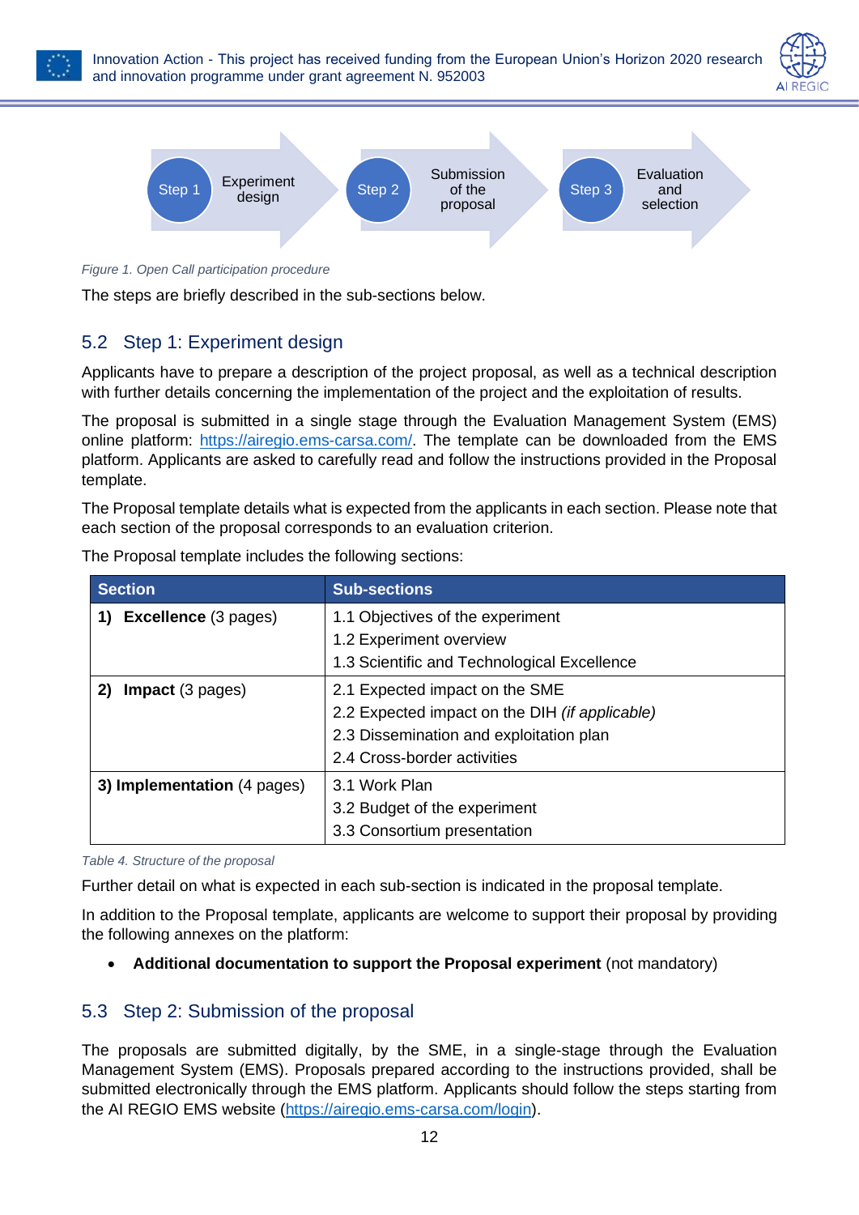Step 1 Experiment design → Step 2 Submission of the proposal → Step 3 Evaluation and selection

*Figure 1. Open Call participation procedure*

The steps are briefly described in the sub-sections below.

## 5.2 Step 1: Experiment design

Applicants have to prepare a description of the project proposal, as well as a technical description with further details concerning the implementation of the project and the exploitation of results.

The proposal is submitted in a single stage through the Evaluation Management System (EMS) online platform: https://airegio.ems-carsa.com/. The template can be downloaded from the EMS platform. Applicants are asked to carefully read and follow the instructions provided in the Proposal template.

The Proposal template details what is expected from the applicants in each section. Please note that each section of the proposal corresponds to an evaluation criterion.

The Proposal template includes the following sections:

| Section | Sub-sections |
|---|---|
| 1) **Excellence** (3 pages) | 1.1 Objectives of the experiment<br>1.2 Experiment overview<br>1.3 Scientific and Technological Excellence |
| 2) **Impact** (3 pages) | 2.1 Expected impact on the SME<br>2.2 Expected impact on the DIH *(if applicable)*<br>2.3 Dissemination and exploitation plan<br>2.4 Cross-border activities |
| 3) **Implementation** (4 pages) | 3.1 Work Plan<br>3.2 Budget of the experiment<br>3.3 Consortium presentation |

*Table 4. Structure of the proposal*

Further detail on what is expected in each sub-section is indicated in the proposal template.

In addition to the Proposal template, applicants are welcome to support their proposal by providing the following annexes on the platform:

- **Additional documentation to support the Proposal experiment** (not mandatory)

## 5.3 Step 2: Submission of the proposal

The proposals are submitted digitally, by the SME, in a single-stage through the Evaluation Management System (EMS). Proposals prepared according to the instructions provided, shall be submitted electronically through the EMS platform. Applicants should follow the steps starting from the AI REGIO EMS website (https://airegio.ems-carsa.com/login).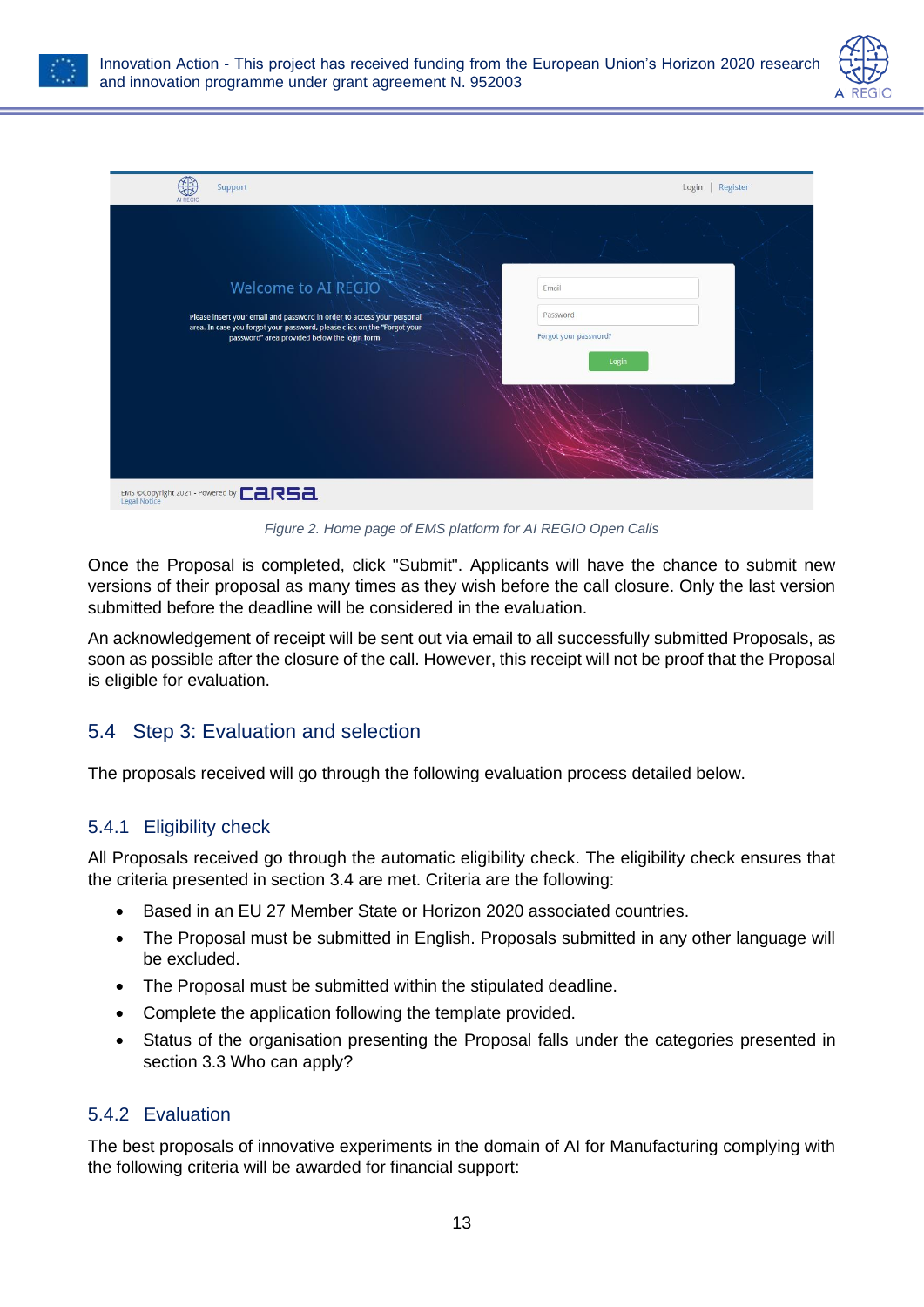Figure 2. Home page of EMS platform for AI REGIO Open Calls

Once the Proposal is completed, click "Submit". Applicants will have the chance to submit new versions of their proposal as many times as they wish before the call closure. Only the last version submitted before the deadline will be considered in the evaluation.

An acknowledgement of receipt will be sent out via email to all successfully submitted Proposals, as soon as possible after the closure of the call. However, this receipt will not be proof that the Proposal is eligible for evaluation.

## 5.4 Step 3: Evaluation and selection

The proposals received will go through the following evaluation process detailed below.

### 5.4.1 Eligibility check

All Proposals received go through the automatic eligibility check. The eligibility check ensures that the criteria presented in section 3.4 are met. Criteria are the following:

- Based in an EU 27 Member State or Horizon 2020 associated countries.
- The Proposal must be submitted in English. Proposals submitted in any other language will be excluded.
- The Proposal must be submitted within the stipulated deadline.
- Complete the application following the template provided.
- Status of the organisation presenting the Proposal falls under the categories presented in section 3.3 Who can apply?

### 5.4.2 Evaluation

The best proposals of innovative experiments in the domain of AI for Manufacturing complying with the following criteria will be awarded for financial support: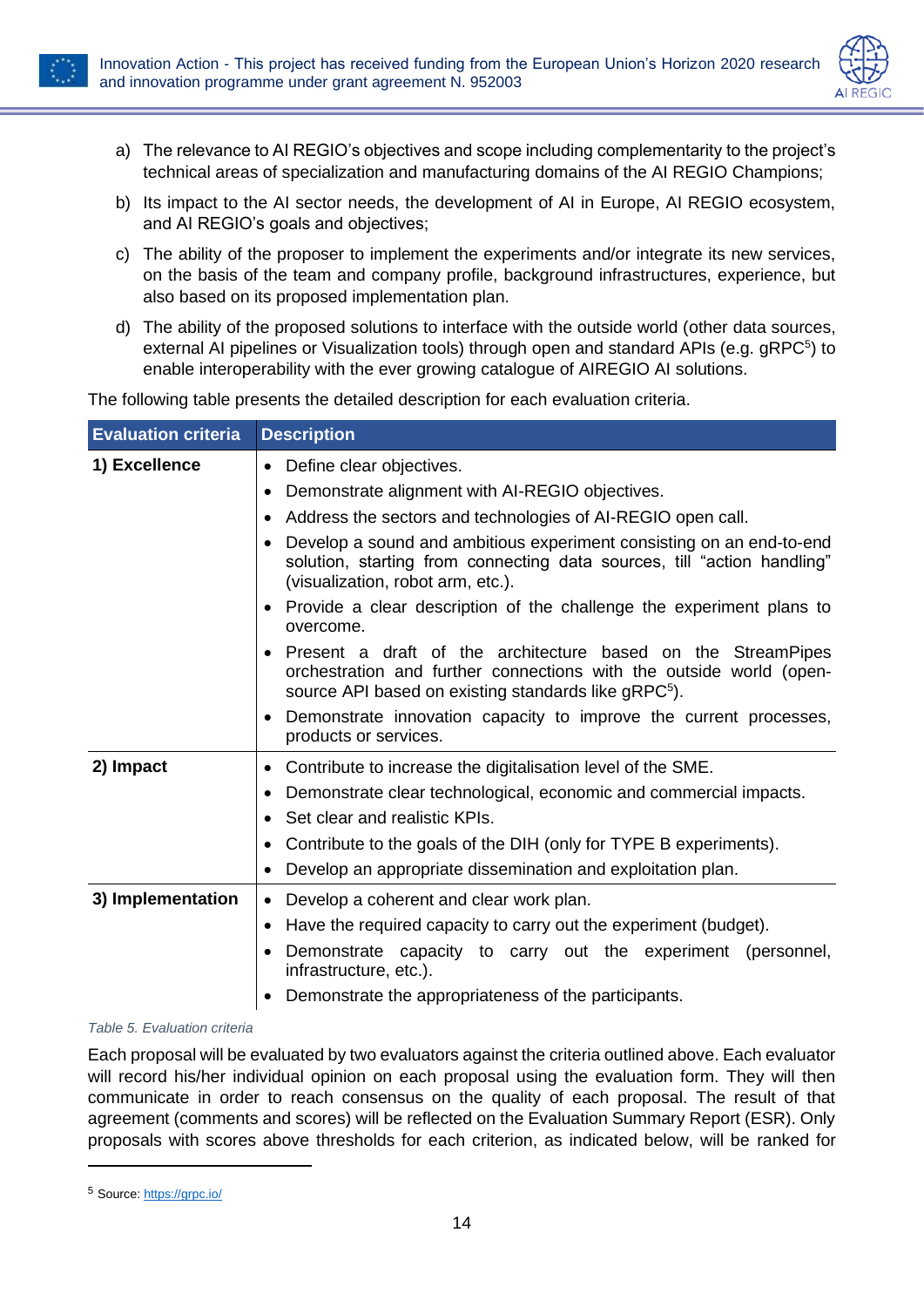a) The relevance to AI REGIO's objectives and scope including complementarity to the project's technical areas of specialization and manufacturing domains of the AI REGIO Champions;

b) Its impact to the AI sector needs, the development of AI in Europe, AI REGIO ecosystem, and AI REGIO's goals and objectives;

c) The ability of the proposer to implement the experiments and/or integrate its new services, on the basis of the team and company profile, background infrastructures, experience, but also based on its proposed implementation plan.

d) The ability of the proposed solutions to interface with the outside world (other data sources, external AI pipelines or Visualization tools) through open and standard APIs (e.g. gRPC[5]) to enable interoperability with the ever growing catalogue of AIREGIO AI solutions.

The following table presents the detailed description for each evaluation criteria.

| Evaluation criteria | Description |
|---|---|
| **1) Excellence** | • Define clear objectives.<br>• Demonstrate alignment with AI-REGIO objectives.<br>• Address the sectors and technologies of AI-REGIO open call.<br>• Develop a sound and ambitious experiment consisting on an end-to-end solution, starting from connecting data sources, till "action handling" (visualization, robot arm, etc.).<br>• Provide a clear description of the challenge the experiment plans to overcome.<br>• Present a draft of the architecture based on the StreamPipes orchestration and further connections with the outside world (open-source API based on existing standards like gRPC[5]).<br>• Demonstrate innovation capacity to improve the current processes, products or services. |
| **2) Impact** | • Contribute to increase the digitalisation level of the SME.<br>• Demonstrate clear technological, economic and commercial impacts.<br>• Set clear and realistic KPIs.<br>• Contribute to the goals of the DIH (only for TYPE B experiments).<br>• Develop an appropriate dissemination and exploitation plan. |
| **3) Implementation** | • Develop a coherent and clear work plan.<br>• Have the required capacity to carry out the experiment (budget).<br>• Demonstrate capacity to carry out the experiment (personnel, infrastructure, etc.).<br>• Demonstrate the appropriateness of the participants. |

*Table 5. Evaluation criteria*

Each proposal will be evaluated by two evaluators against the criteria outlined above. Each evaluator will record his/her individual opinion on each proposal using the evaluation form. They will then communicate in order to reach consensus on the quality of each proposal. The result of that agreement (comments and scores) will be reflected on the Evaluation Summary Report (ESR). Only proposals with scores above thresholds for each criterion, as indicated below, will be ranked for

[5] Source: https://grpc.io/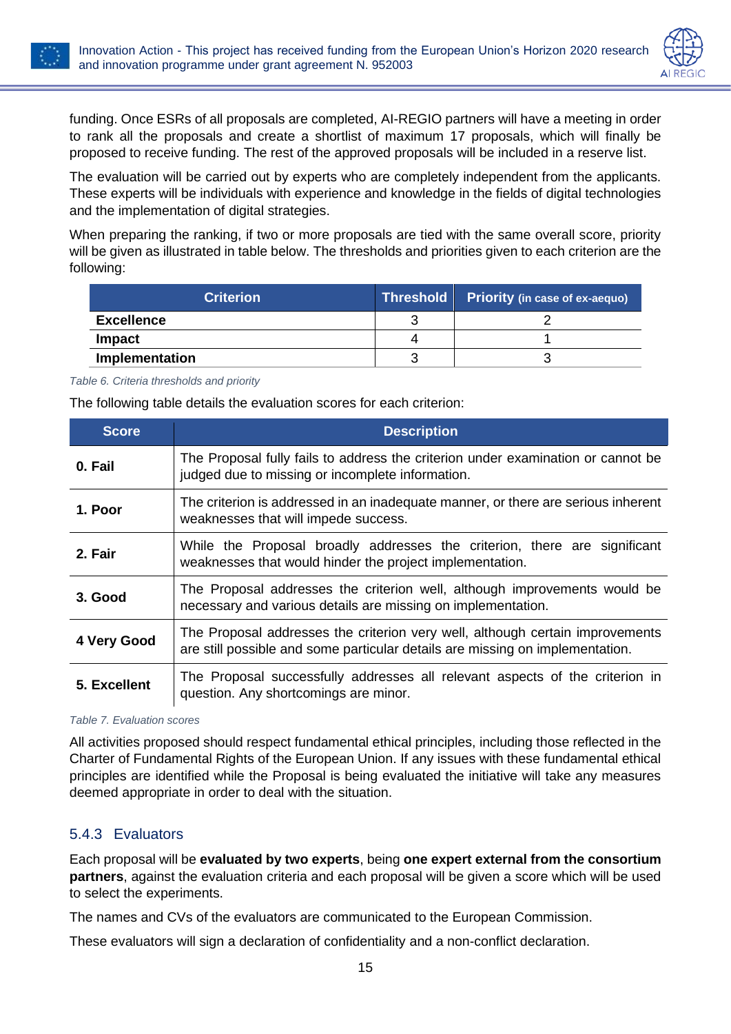funding. Once ESRs of all proposals are completed, AI-REGIO partners will have a meeting in order to rank all the proposals and create a shortlist of maximum 17 proposals, which will finally be proposed to receive funding. The rest of the approved proposals will be included in a reserve list.

The evaluation will be carried out by experts who are completely independent from the applicants. These experts will be individuals with experience and knowledge in the fields of digital technologies and the implementation of digital strategies.

When preparing the ranking, if two or more proposals are tied with the same overall score, priority will be given as illustrated in table below. The thresholds and priorities given to each criterion are the following:

| Criterion | Threshold | Priority (in case of ex-aequo) |
|---|---|---|
| **Excellence** | 3 | 2 |
| **Impact** | 4 | 1 |
| **Implementation** | 3 | 3 |

*Table 6. Criteria thresholds and priority*

The following table details the evaluation scores for each criterion:

| Score | Description |
|---|---|
| **0. Fail** | The Proposal fully fails to address the criterion under examination or cannot be judged due to missing or incomplete information. |
| **1. Poor** | The criterion is addressed in an inadequate manner, or there are serious inherent weaknesses that will impede success. |
| **2. Fair** | While the Proposal broadly addresses the criterion, there are significant weaknesses that would hinder the project implementation. |
| **3. Good** | The Proposal addresses the criterion well, although improvements would be necessary and various details are missing on implementation. |
| **4 Very Good** | The Proposal addresses the criterion very well, although certain improvements are still possible and some particular details are missing on implementation. |
| **5. Excellent** | The Proposal successfully addresses all relevant aspects of the criterion in question. Any shortcomings are minor. |

*Table 7. Evaluation scores*

All activities proposed should respect fundamental ethical principles, including those reflected in the Charter of Fundamental Rights of the European Union. If any issues with these fundamental ethical principles are identified while the Proposal is being evaluated the initiative will take any measures deemed appropriate in order to deal with the situation.

### 5.4.3 Evaluators

Each proposal will be **evaluated by two experts**, being **one expert external from the consortium partners**, against the evaluation criteria and each proposal will be given a score which will be used to select the experiments.

The names and CVs of the evaluators are communicated to the European Commission.

These evaluators will sign a declaration of confidentiality and a non-conflict declaration.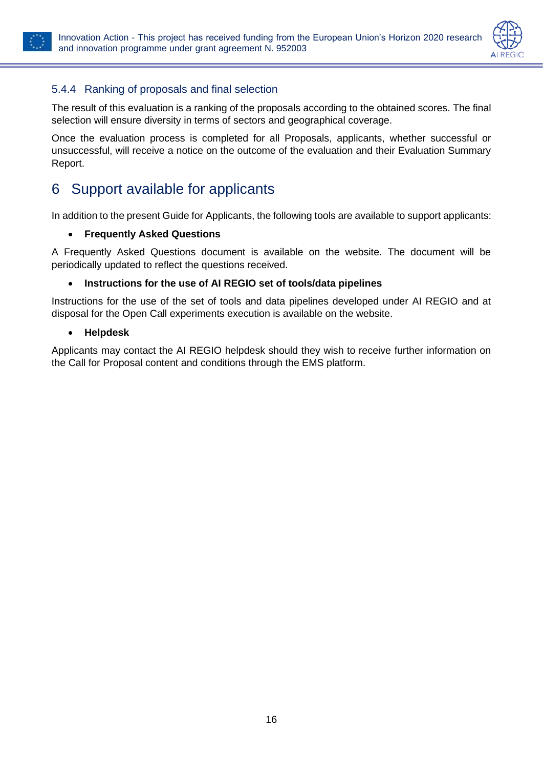### 5.4.4 Ranking of proposals and final selection

The result of this evaluation is a ranking of the proposals according to the obtained scores. The final selection will ensure diversity in terms of sectors and geographical coverage.

Once the evaluation process is completed for all Proposals, applicants, whether successful or unsuccessful, will receive a notice on the outcome of the evaluation and their Evaluation Summary Report.

# 6 Support available for applicants

In addition to the present Guide for Applicants, the following tools are available to support applicants:

- **Frequently Asked Questions**

A Frequently Asked Questions document is available on the website. The document will be periodically updated to reflect the questions received.

- **Instructions for the use of AI REGIO set of tools/data pipelines**

Instructions for the use of the set of tools and data pipelines developed under AI REGIO and at disposal for the Open Call experiments execution is available on the website.

- **Helpdesk**

Applicants may contact the AI REGIO helpdesk should they wish to receive further information on the Call for Proposal content and conditions through the EMS platform.